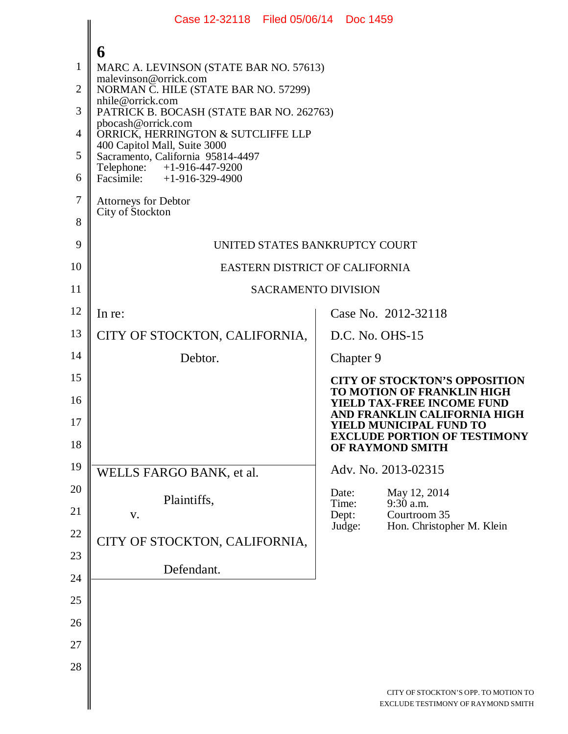MARC A. LEVINSON (STATE BAR NO. 57613)
malevinson@orrick.com
NORMAN C. HILE (STATE BAR NO. 57299)
nhile@orrick.com
PATRICK B. BOCASH (STATE BAR NO. 262763)
pbocash@orrick.com
ORRICK, HERRINGTON & SUTCLIFFE LLP
400 Capitol Mall, Suite 3000
Sacramento, California 95814-4497
Telephone: +1-916-447-9200
Facsimile: +1-916-329-4900

Attorneys for Debtor
City of Stockton

UNITED STATES BANKRUPTCY COURT

EASTERN DISTRICT OF CALIFORNIA

SACRAMENTO DIVISION

| | |
|---|---|
| In re:<br><br>CITY OF STOCKTON, CALIFORNIA,<br><br>Debtor. | Case No. 2012-32118<br><br>D.C. No. OHS-15<br><br>Chapter 9<br><br>**CITY OF STOCKTON'S OPPOSITION TO MOTION OF FRANKLIN HIGH YIELD TAX-FREE INCOME FUND AND FRANKLIN CALIFORNIA HIGH YIELD MUNICIPAL FUND TO EXCLUDE PORTION OF TESTIMONY OF RAYMOND SMITH** |
| WELLS FARGO BANK, et al.<br><br>Plaintiffs,<br><br>v.<br><br>CITY OF STOCKTON, CALIFORNIA,<br><br>Defendant. | Adv. No. 2013-02315<br><br>Date: May 12, 2014<br>Time: 9:30 a.m.<br>Dept: Courtroom 35<br>Judge: Hon. Christopher M. Klein |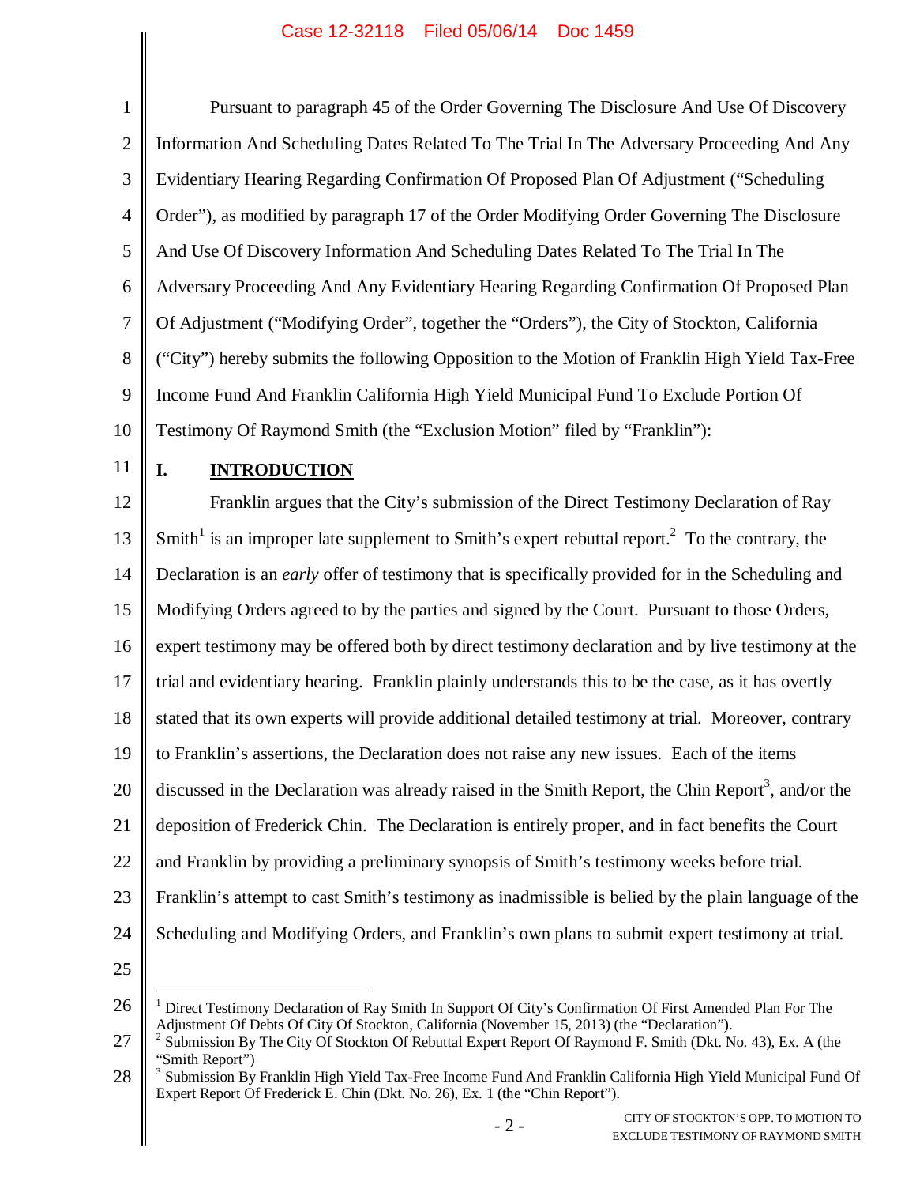Pursuant to paragraph 45 of the Order Governing The Disclosure And Use Of Discovery Information And Scheduling Dates Related To The Trial In The Adversary Proceeding And Any Evidentiary Hearing Regarding Confirmation Of Proposed Plan Of Adjustment ("Scheduling Order"), as modified by paragraph 17 of the Order Modifying Order Governing The Disclosure And Use Of Discovery Information And Scheduling Dates Related To The Trial In The Adversary Proceeding And Any Evidentiary Hearing Regarding Confirmation Of Proposed Plan Of Adjustment ("Modifying Order", together the "Orders"), the City of Stockton, California ("City") hereby submits the following Opposition to the Motion of Franklin High Yield Tax-Free Income Fund And Franklin California High Yield Municipal Fund To Exclude Portion Of Testimony Of Raymond Smith (the "Exclusion Motion" filed by "Franklin"):

## I. INTRODUCTION

Franklin argues that the City's submission of the Direct Testimony Declaration of Ray Smith[1] is an improper late supplement to Smith's expert rebuttal report.[2] To the contrary, the Declaration is an *early* offer of testimony that is specifically provided for in the Scheduling and Modifying Orders agreed to by the parties and signed by the Court. Pursuant to those Orders, expert testimony may be offered both by direct testimony declaration and by live testimony at the trial and evidentiary hearing. Franklin plainly understands this to be the case, as it has overtly stated that its own experts will provide additional detailed testimony at trial. Moreover, contrary to Franklin's assertions, the Declaration does not raise any new issues. Each of the items discussed in the Declaration was already raised in the Smith Report, the Chin Report[3], and/or the deposition of Frederick Chin. The Declaration is entirely proper, and in fact benefits the Court and Franklin by providing a preliminary synopsis of Smith's testimony weeks before trial. Franklin's attempt to cast Smith's testimony as inadmissible is belied by the plain language of the Scheduling and Modifying Orders, and Franklin's own plans to submit expert testimony at trial.

---

[1] Direct Testimony Declaration of Ray Smith In Support Of City's Confirmation Of First Amended Plan For The Adjustment Of Debts Of City Of Stockton, California (November 15, 2013) (the "Declaration").

[2] Submission By The City Of Stockton Of Rebuttal Expert Report Of Raymond F. Smith (Dkt. No. 43), Ex. A (the "Smith Report")

[3] Submission By Franklin High Yield Tax-Free Income Fund And Franklin California High Yield Municipal Fund Of Expert Report Of Frederick E. Chin (Dkt. No. 26), Ex. 1 (the "Chin Report").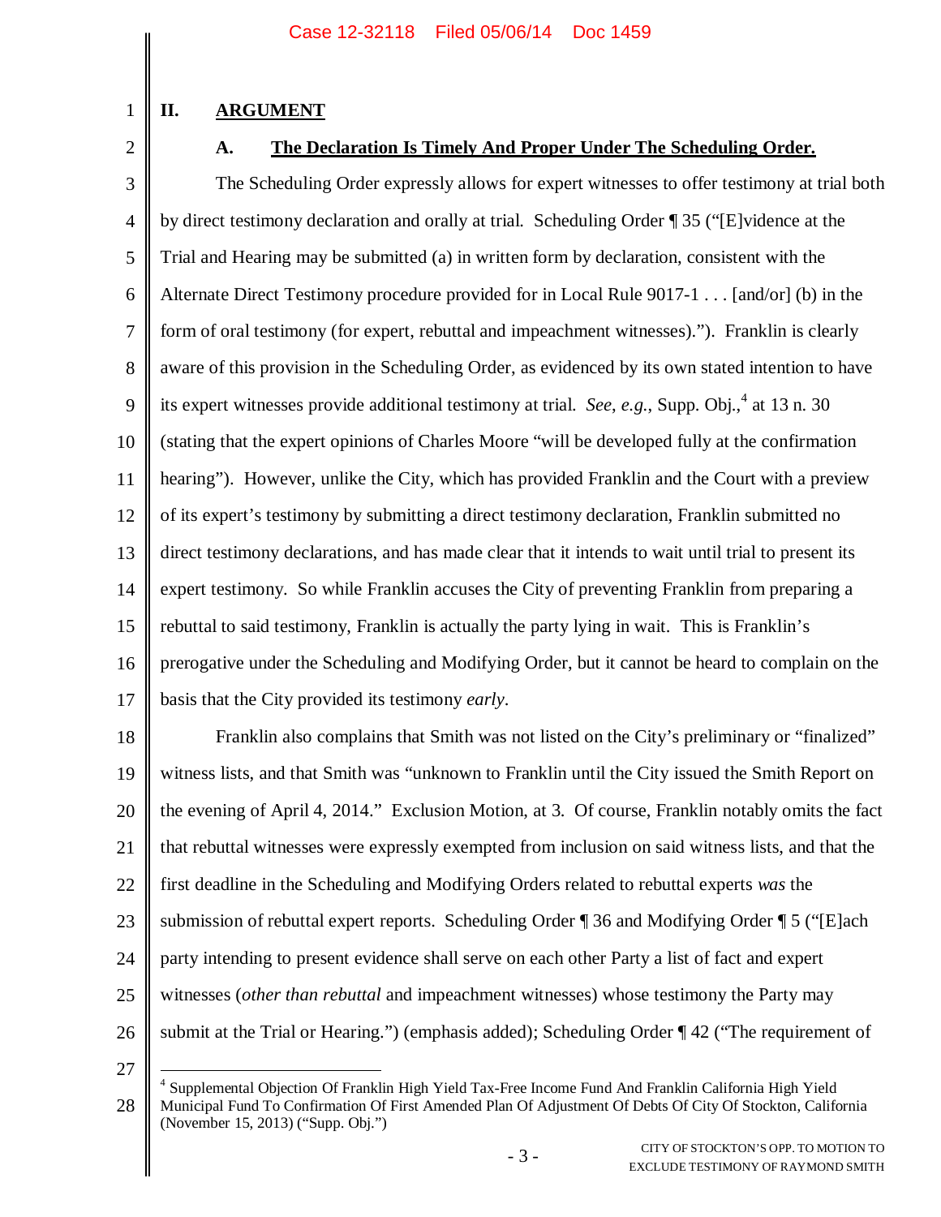## II. ARGUMENT

### A. The Declaration Is Timely And Proper Under The Scheduling Order.

The Scheduling Order expressly allows for expert witnesses to offer testimony at trial both by direct testimony declaration and orally at trial. Scheduling Order ¶ 35 ("[E]vidence at the Trial and Hearing may be submitted (a) in written form by declaration, consistent with the Alternate Direct Testimony procedure provided for in Local Rule 9017-1 . . . [and/or] (b) in the form of oral testimony (for expert, rebuttal and impeachment witnesses)."). Franklin is clearly aware of this provision in the Scheduling Order, as evidenced by its own stated intention to have its expert witnesses provide additional testimony at trial. *See, e.g.*, Supp. Obj.,[4] at 13 n. 30 (stating that the expert opinions of Charles Moore "will be developed fully at the confirmation hearing"). However, unlike the City, which has provided Franklin and the Court with a preview of its expert's testimony by submitting a direct testimony declaration, Franklin submitted no direct testimony declarations, and has made clear that it intends to wait until trial to present its expert testimony. So while Franklin accuses the City of preventing Franklin from preparing a rebuttal to said testimony, Franklin is actually the party lying in wait. This is Franklin's prerogative under the Scheduling and Modifying Order, but it cannot be heard to complain on the basis that the City provided its testimony *early*.

Franklin also complains that Smith was not listed on the City's preliminary or "finalized" witness lists, and that Smith was "unknown to Franklin until the City issued the Smith Report on the evening of April 4, 2014." Exclusion Motion, at 3. Of course, Franklin notably omits the fact that rebuttal witnesses were expressly exempted from inclusion on said witness lists, and that the first deadline in the Scheduling and Modifying Orders related to rebuttal experts *was* the submission of rebuttal expert reports. Scheduling Order ¶ 36 and Modifying Order ¶ 5 ("[E]ach party intending to present evidence shall serve on each other Party a list of fact and expert witnesses (*other than rebuttal* and impeachment witnesses) whose testimony the Party may submit at the Trial or Hearing.") (emphasis added); Scheduling Order ¶ 42 ("The requirement of

---

[4] Supplemental Objection Of Franklin High Yield Tax-Free Income Fund And Franklin California High Yield Municipal Fund To Confirmation Of First Amended Plan Of Adjustment Of Debts Of City Of Stockton, California (November 15, 2013) ("Supp. Obj.")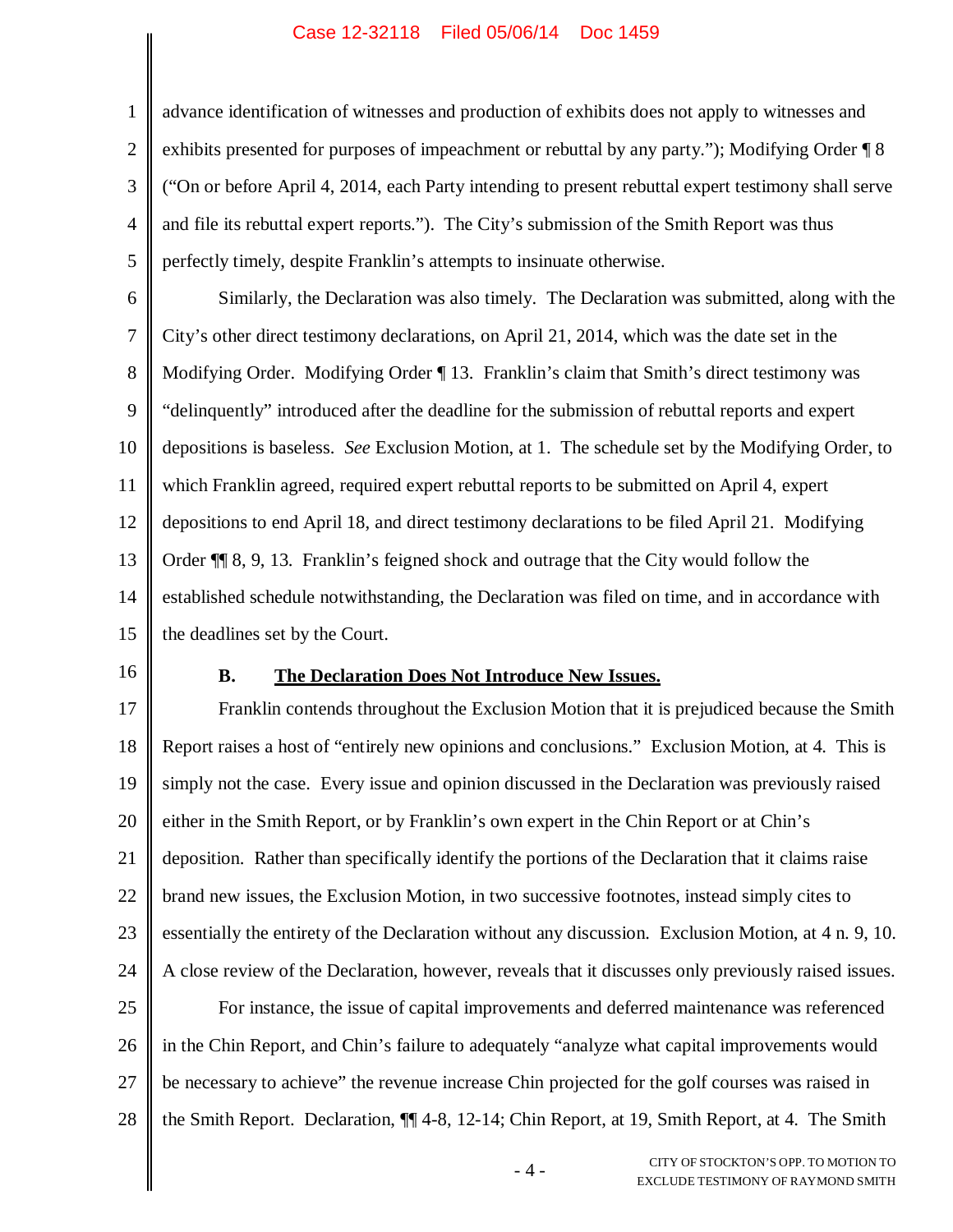advance identification of witnesses and production of exhibits does not apply to witnesses and exhibits presented for purposes of impeachment or rebuttal by any party."); Modifying Order ¶ 8 ("On or before April 4, 2014, each Party intending to present rebuttal expert testimony shall serve and file its rebuttal expert reports."). The City's submission of the Smith Report was thus perfectly timely, despite Franklin's attempts to insinuate otherwise.

Similarly, the Declaration was also timely. The Declaration was submitted, along with the City's other direct testimony declarations, on April 21, 2014, which was the date set in the Modifying Order. Modifying Order ¶ 13. Franklin's claim that Smith's direct testimony was "delinquently" introduced after the deadline for the submission of rebuttal reports and expert depositions is baseless. *See* Exclusion Motion, at 1. The schedule set by the Modifying Order, to which Franklin agreed, required expert rebuttal reports to be submitted on April 4, expert depositions to end April 18, and direct testimony declarations to be filed April 21. Modifying Order ¶¶ 8, 9, 13. Franklin's feigned shock and outrage that the City would follow the established schedule notwithstanding, the Declaration was filed on time, and in accordance with the deadlines set by the Court.

### B. The Declaration Does Not Introduce New Issues.

Franklin contends throughout the Exclusion Motion that it is prejudiced because the Smith Report raises a host of "entirely new opinions and conclusions." Exclusion Motion, at 4. This is simply not the case. Every issue and opinion discussed in the Declaration was previously raised either in the Smith Report, or by Franklin's own expert in the Chin Report or at Chin's deposition. Rather than specifically identify the portions of the Declaration that it claims raise brand new issues, the Exclusion Motion, in two successive footnotes, instead simply cites to essentially the entirety of the Declaration without any discussion. Exclusion Motion, at 4 n. 9, 10. A close review of the Declaration, however, reveals that it discusses only previously raised issues.

For instance, the issue of capital improvements and deferred maintenance was referenced in the Chin Report, and Chin's failure to adequately "analyze what capital improvements would be necessary to achieve" the revenue increase Chin projected for the golf courses was raised in the Smith Report. Declaration, ¶¶ 4-8, 12-14; Chin Report, at 19, Smith Report, at 4. The Smith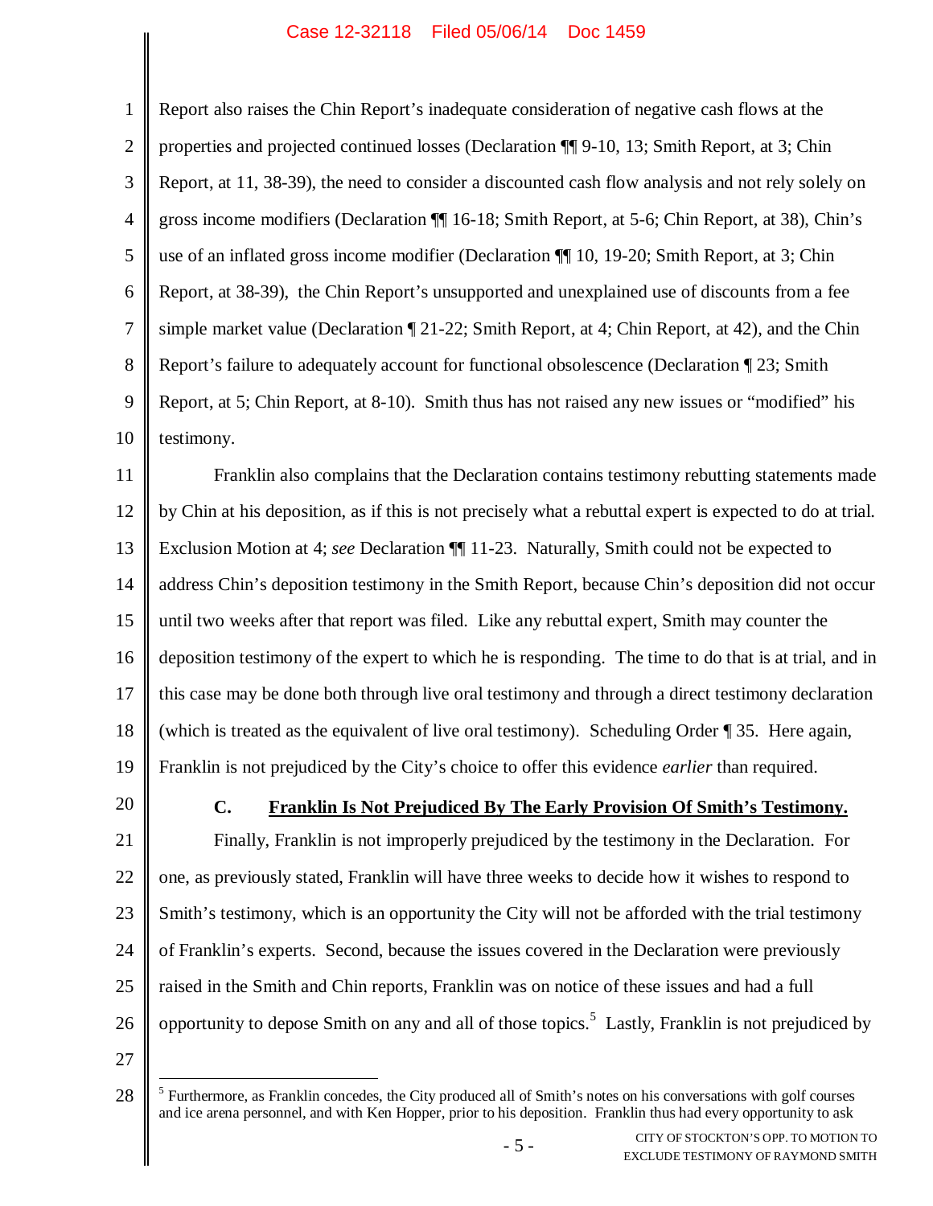Report also raises the Chin Report's inadequate consideration of negative cash flows at the properties and projected continued losses (Declaration ¶¶ 9-10, 13; Smith Report, at 3; Chin Report, at 11, 38-39), the need to consider a discounted cash flow analysis and not rely solely on gross income modifiers (Declaration ¶¶ 16-18; Smith Report, at 5-6; Chin Report, at 38), Chin's use of an inflated gross income modifier (Declaration ¶¶ 10, 19-20; Smith Report, at 3; Chin Report, at 38-39), the Chin Report's unsupported and unexplained use of discounts from a fee simple market value (Declaration ¶ 21-22; Smith Report, at 4; Chin Report, at 42), and the Chin Report's failure to adequately account for functional obsolescence (Declaration ¶ 23; Smith Report, at 5; Chin Report, at 8-10). Smith thus has not raised any new issues or "modified" his testimony.

Franklin also complains that the Declaration contains testimony rebutting statements made by Chin at his deposition, as if this is not precisely what a rebuttal expert is expected to do at trial. Exclusion Motion at 4; *see* Declaration ¶¶ 11-23. Naturally, Smith could not be expected to address Chin's deposition testimony in the Smith Report, because Chin's deposition did not occur until two weeks after that report was filed. Like any rebuttal expert, Smith may counter the deposition testimony of the expert to which he is responding. The time to do that is at trial, and in this case may be done both through live oral testimony and through a direct testimony declaration (which is treated as the equivalent of live oral testimony). Scheduling Order ¶ 35. Here again, Franklin is not prejudiced by the City's choice to offer this evidence *earlier* than required.

### C. Franklin Is Not Prejudiced By The Early Provision Of Smith's Testimony.

Finally, Franklin is not improperly prejudiced by the testimony in the Declaration. For one, as previously stated, Franklin will have three weeks to decide how it wishes to respond to Smith's testimony, which is an opportunity the City will not be afforded with the trial testimony of Franklin's experts. Second, because the issues covered in the Declaration were previously raised in the Smith and Chin reports, Franklin was on notice of these issues and had a full opportunity to depose Smith on any and all of those topics.[5] Lastly, Franklin is not prejudiced by

[5] Furthermore, as Franklin concedes, the City produced all of Smith's notes on his conversations with golf courses and ice arena personnel, and with Ken Hopper, prior to his deposition. Franklin thus had every opportunity to ask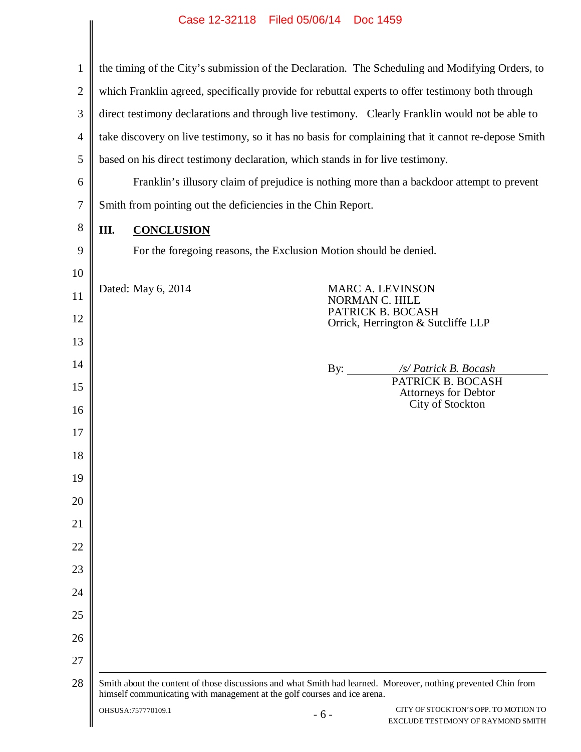the timing of the City's submission of the Declaration. The Scheduling and Modifying Orders, to which Franklin agreed, specifically provide for rebuttal experts to offer testimony both through direct testimony declarations and through live testimony. Clearly Franklin would not be able to take discovery on live testimony, so it has no basis for complaining that it cannot re-depose Smith based on his direct testimony declaration, which stands in for live testimony.

Franklin's illusory claim of prejudice is nothing more than a backdoor attempt to prevent Smith from pointing out the deficiencies in the Chin Report.

## III. CONCLUSION

For the foregoing reasons, the Exclusion Motion should be denied.

Dated: May 6, 2014

MARC A. LEVINSON
NORMAN C. HILE
PATRICK B. BOCASH
Orrick, Herrington & Sutcliffe LLP

By: */s/ Patrick B. Bocash*
PATRICK B. BOCASH
Attorneys for Debtor
City of Stockton

---

Smith about the content of those discussions and what Smith had learned. Moreover, nothing prevented Chin from himself communicating with management at the golf courses and ice arena.